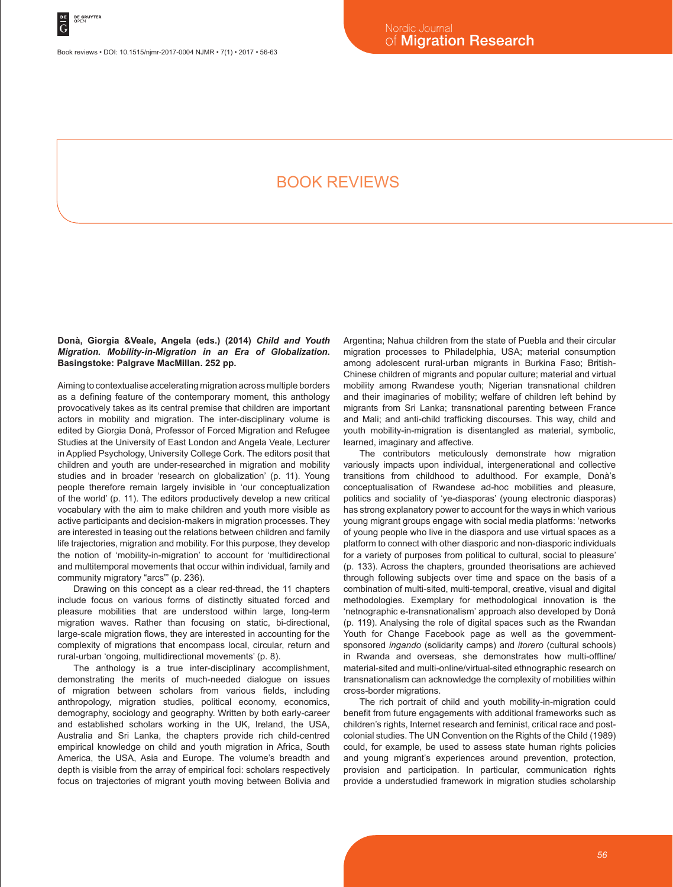# BOOK REVIEWS

**Donà, Giorgia &Veale, Angela (eds.) (2014) *Child and Youth Migration. Mobility-in-Migration in an Era of Globalization.* Basingstoke: Palgrave MacMillan. 252 pp.**

Aiming to contextualise accelerating migration across multiple borders as a defining feature of the contemporary moment, this anthology provocatively takes as its central premise that children are important actors in mobility and migration. The inter-disciplinary volume is edited by Giorgia Donà, Professor of Forced Migration and Refugee Studies at the University of East London and Angela Veale, Lecturer in Applied Psychology, University College Cork. The editors posit that children and youth are under-researched in migration and mobility studies and in broader 'research on globalization' (p. 11). Young people therefore remain largely invisible in 'our conceptualization of the world' (p. 11). The editors productively develop a new critical vocabulary with the aim to make children and youth more visible as active participants and decision-makers in migration processes. They are interested in teasing out the relations between children and family life trajectories, migration and mobility. For this purpose, they develop the notion of 'mobility-in-migration' to account for 'multidirectional and multitemporal movements that occur within individual, family and community migratory "arcs"' (p. 236).

Drawing on this concept as a clear red-thread, the 11 chapters include focus on various forms of distinctly situated forced and pleasure mobilities that are understood within large, long-term migration waves. Rather than focusing on static, bi-directional, large-scale migration flows, they are interested in accounting for the complexity of migrations that encompass local, circular, return and rural-urban 'ongoing, multidirectional movements' (p. 8).

The anthology is a true inter-disciplinary accomplishment, demonstrating the merits of much-needed dialogue on issues of migration between scholars from various fields, including anthropology, migration studies, political economy, economics, demography, sociology and geography. Written by both early-career and established scholars working in the UK, Ireland, the USA, Australia and Sri Lanka, the chapters provide rich child-centred empirical knowledge on child and youth migration in Africa, South America, the USA, Asia and Europe. The volume's breadth and depth is visible from the array of empirical foci: scholars respectively focus on trajectories of migrant youth moving between Bolivia and Argentina; Nahua children from the state of Puebla and their circular migration processes to Philadelphia, USA; material consumption among adolescent rural-urban migrants in Burkina Faso; British-Chinese children of migrants and popular culture; material and virtual mobility among Rwandese youth; Nigerian transnational children and their imaginaries of mobility; welfare of children left behind by migrants from Sri Lanka; transnational parenting between France and Mali; and anti-child trafficking discourses. This way, child and youth mobility-in-migration is disentangled as material, symbolic, learned, imaginary and affective.

The contributors meticulously demonstrate how migration variously impacts upon individual, intergenerational and collective transitions from childhood to adulthood. For example, Donà's conceptualisation of Rwandese ad-hoc mobilities and pleasure, politics and sociality of 'ye-diasporas' (young electronic diasporas) has strong explanatory power to account for the ways in which various young migrant groups engage with social media platforms: 'networks of young people who live in the diaspora and use virtual spaces as a platform to connect with other diasporic and non-diasporic individuals for a variety of purposes from political to cultural, social to pleasure' (p. 133). Across the chapters, grounded theorisations are achieved through following subjects over time and space on the basis of a combination of multi-sited, multi-temporal, creative, visual and digital methodologies. Exemplary for methodological innovation is the 'netnographic e-transnationalism' approach also developed by Donà (p. 119). Analysing the role of digital spaces such as the Rwandan Youth for Change Facebook page as well as the government-sponsored *ingando* (solidarity camps) and *itorero* (cultural schools) in Rwanda and overseas, she demonstrates how multi-offline/material-sited and multi-online/virtual-sited ethnographic research on transnationalism can acknowledge the complexity of mobilities within cross-border migrations.

The rich portrait of child and youth mobility-in-migration could benefit from future engagements with additional frameworks such as children's rights, Internet research and feminist, critical race and post-colonial studies. The UN Convention on the Rights of the Child (1989) could, for example, be used to assess state human rights policies and young migrant's experiences around prevention, protection, provision and participation. In particular, communication rights provide a understudied framework in migration studies scholarship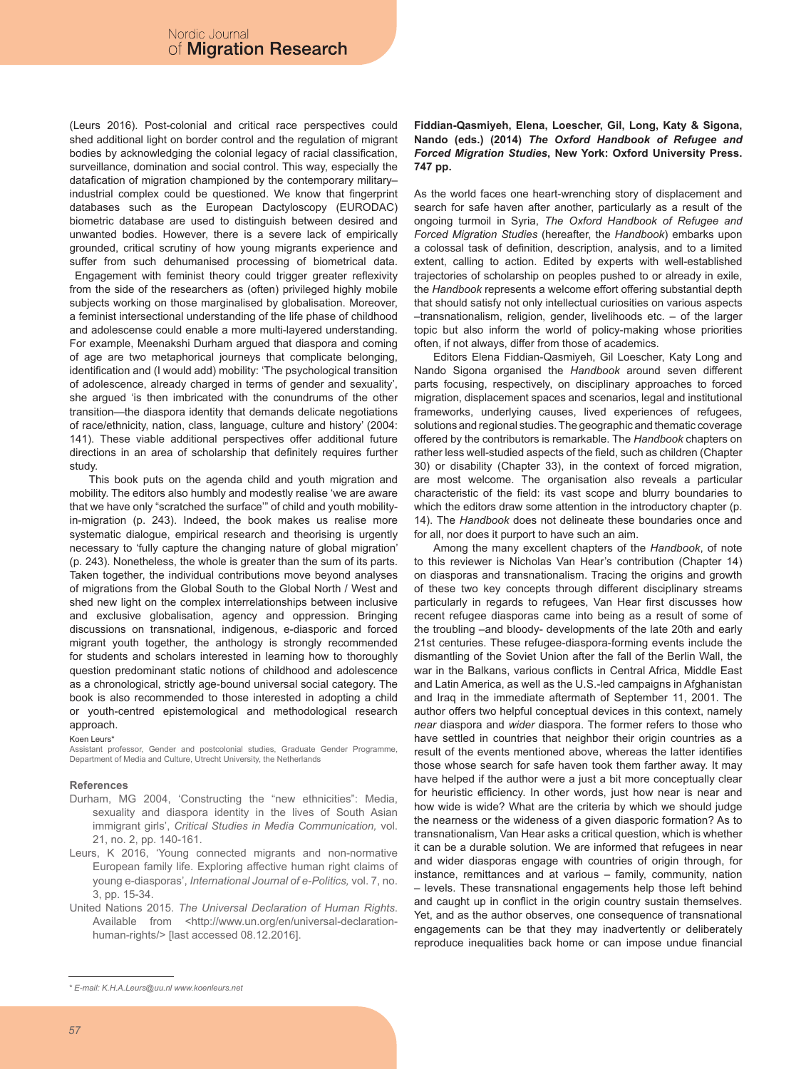(Leurs 2016). Post-colonial and critical race perspectives could shed additional light on border control and the regulation of migrant bodies by acknowledging the colonial legacy of racial classification, surveillance, domination and social control. This way, especially the datafication of migration championed by the contemporary military–industrial complex could be questioned. We know that fingerprint databases such as the European Dactyloscopy (EURODAC) biometric database are used to distinguish between desired and unwanted bodies. However, there is a severe lack of empirically grounded, critical scrutiny of how young migrants experience and suffer from such dehumanised processing of biometrical data. Engagement with feminist theory could trigger greater reflexivity from the side of the researchers as (often) privileged highly mobile subjects working on those marginalised by globalisation. Moreover, a feminist intersectional understanding of the life phase of childhood and adolescence could enable a more multi-layered understanding. For example, Meenakshi Durham argued that diaspora and coming of age are two metaphorical journeys that complicate belonging, identification and (I would add) mobility: 'The psychological transition of adolescence, already charged in terms of gender and sexuality', she argued 'is then imbricated with the conundrums of the other transition—the diaspora identity that demands delicate negotiations of race/ethnicity, nation, class, language, culture and history' (2004: 141). These viable additional perspectives offer additional future directions in an area of scholarship that definitely requires further study.

This book puts on the agenda child and youth migration and mobility. The editors also humbly and modestly realise 'we are aware that we have only "scratched the surface"' of child and youth mobility-in-migration (p. 243). Indeed, the book makes us realise more systematic dialogue, empirical research and theorising is urgently necessary to 'fully capture the changing nature of global migration' (p. 243). Nonetheless, the whole is greater than the sum of its parts. Taken together, the individual contributions move beyond analyses of migrations from the Global South to the Global North / West and shed new light on the complex interrelationships between inclusive and exclusive globalisation, agency and oppression. Bringing discussions on transnational, indigenous, e-diasporic and forced migrant youth together, the anthology is strongly recommended for students and scholars interested in learning how to thoroughly question predominant static notions of childhood and adolescence as a chronological, strictly age-bound universal social category. The book is also recommended to those interested in adopting a child or youth-centred epistemological and methodological research approach.

Koen Leurs*
Assistant professor, Gender and postcolonial studies, Graduate Gender Programme, Department of Media and Culture, Utrecht University, the Netherlands

### References

Durham, MG 2004, 'Constructing the "new ethnicities": Media, sexuality and diaspora identity in the lives of South Asian immigrant girls', *Critical Studies in Media Communication,* vol. 21, no. 2, pp. 140-161.

Leurs, K 2016, 'Young connected migrants and non-normative European family life. Exploring affective human right claims of young e-diasporas', *International Journal of e-Politics,* vol. 7, no. 3, pp. 15-34.

United Nations 2015. *The Universal Declaration of Human Rights.* Available from <http://www.un.org/en/universal-declaration-human-rights/> [last accessed 08.12.2016].

\* E-mail: K.H.A.Leurs@uu.nl www.koenleurs.net

**Fiddian-Qasmiyeh, Elena, Loescher, Gil, Long, Katy & Sigona, Nando (eds.) (2014) *The Oxford Handbook of Refugee and Forced Migration Studies*, New York: Oxford University Press. 747 pp.**

As the world faces one heart-wrenching story of displacement and search for safe haven after another, particularly as a result of the ongoing turmoil in Syria, *The Oxford Handbook of Refugee and Forced Migration Studies* (hereafter, the *Handbook*) embarks upon a colossal task of definition, description, analysis, and to a limited extent, calling to action. Edited by experts with well-established trajectories of scholarship on peoples pushed to or already in exile, the *Handbook* represents a welcome effort offering substantial depth that should satisfy not only intellectual curiosities on various aspects –transnationalism, religion, gender, livelihoods etc. – of the larger topic but also inform the world of policy-making whose priorities often, if not always, differ from those of academics.

Editors Elena Fiddian-Qasmiyeh, Gil Loescher, Katy Long and Nando Sigona organised the *Handbook* around seven different parts focusing, respectively, on disciplinary approaches to forced migration, displacement spaces and scenarios, legal and institutional frameworks, underlying causes, lived experiences of refugees, solutions and regional studies. The geographic and thematic coverage offered by the contributors is remarkable. The *Handbook* chapters on rather less well-studied aspects of the field, such as children (Chapter 30) or disability (Chapter 33), in the context of forced migration, are most welcome. The organisation also reveals a particular characteristic of the field: its vast scope and blurry boundaries to which the editors draw some attention in the introductory chapter (p. 14). The *Handbook* does not delineate these boundaries once and for all, nor does it purport to have such an aim.

Among the many excellent chapters of the *Handbook*, of note to this reviewer is Nicholas Van Hear's contribution (Chapter 14) on diasporas and transnationalism. Tracing the origins and growth of these two key concepts through different disciplinary streams particularly in regards to refugees, Van Hear first discusses how recent refugee diasporas came into being as a result of some of the troubling –and bloody- developments of the late 20th and early 21st centuries. These refugee-diaspora-forming events include the dismantling of the Soviet Union after the fall of the Berlin Wall, the war in the Balkans, various conflicts in Central Africa, Middle East and Latin America, as well as the U.S.-led campaigns in Afghanistan and Iraq in the immediate aftermath of September 11, 2001. The author offers two helpful conceptual devices in this context, namely *near* diaspora and *wider* diaspora. The former refers to those who have settled in countries that neighbor their origin countries as a result of the events mentioned above, whereas the latter identifies those whose search for safe haven took them farther away. It may have helped if the author were a just a bit more conceptually clear for heuristic efficiency. In other words, just how near is near and how wide is wide? What are the criteria by which we should judge the nearness or the wideness of a given diasporic formation? As to transnationalism, Van Hear asks a critical question, which is whether it can be a durable solution. We are informed that refugees in near and wider diasporas engage with countries of origin through, for instance, remittances and at various – family, community, nation – levels. These transnational engagements help those left behind and caught up in conflict in the origin country sustain themselves. Yet, and as the author observes, one consequence of transnational engagements can be that they may inadvertently or deliberately reproduce inequalities back home or can impose undue financial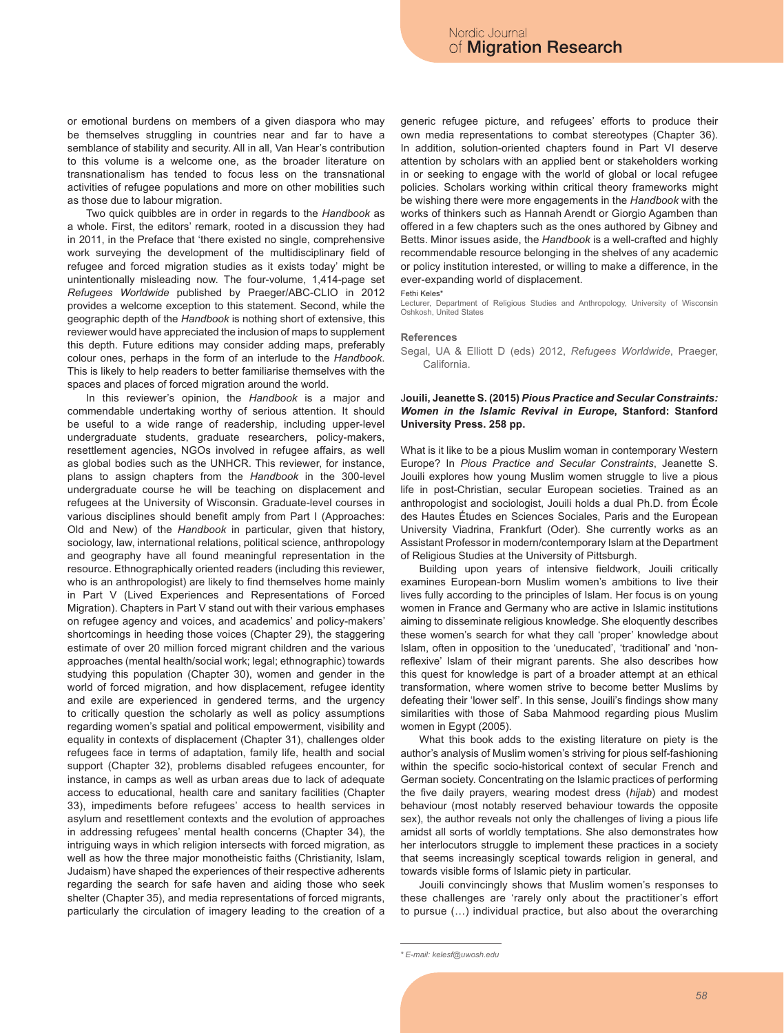or emotional burdens on members of a given diaspora who may be themselves struggling in countries near and far to have a semblance of stability and security. All in all, Van Hear's contribution to this volume is a welcome one, as the broader literature on transnationalism has tended to focus less on the transnational activities of refugee populations and more on other mobilities such as those due to labour migration.

Two quick quibbles are in order in regards to the *Handbook* as a whole. First, the editors' remark, rooted in a discussion they had in 2011, in the Preface that 'there existed no single, comprehensive work surveying the development of the multidisciplinary field of refugee and forced migration studies as it exists today' might be unintentionally misleading now. The four-volume, 1,414-page set *Refugees Worldwide* published by Praeger/ABC-CLIO in 2012 provides a welcome exception to this statement. Second, while the geographic depth of the *Handbook* is nothing short of extensive, this reviewer would have appreciated the inclusion of maps to supplement this depth. Future editions may consider adding maps, preferably colour ones, perhaps in the form of an interlude to the *Handbook*. This is likely to help readers to better familiarise themselves with the spaces and places of forced migration around the world.

In this reviewer's opinion, the *Handbook* is a major and commendable undertaking worthy of serious attention. It should be useful to a wide range of readership, including upper-level undergraduate students, graduate researchers, policy-makers, resettlement agencies, NGOs involved in refugee affairs, as well as global bodies such as the UNHCR. This reviewer, for instance, plans to assign chapters from the *Handbook* in the 300-level undergraduate course he will be teaching on displacement and refugees at the University of Wisconsin. Graduate-level courses in various disciplines should benefit amply from Part I (Approaches: Old and New) of the *Handbook* in particular, given that history, sociology, law, international relations, political science, anthropology and geography have all found meaningful representation in the resource. Ethnographically oriented readers (including this reviewer, who is an anthropologist) are likely to find themselves home mainly in Part V (Lived Experiences and Representations of Forced Migration). Chapters in Part V stand out with their various emphases on refugee agency and voices, and academics' and policy-makers' shortcomings in heeding those voices (Chapter 29), the staggering estimate of over 20 million forced migrant children and the various approaches (mental health/social work; legal; ethnographic) towards studying this population (Chapter 30), women and gender in the world of forced migration, and how displacement, refugee identity and exile are experienced in gendered terms, and the urgency to critically question the scholarly as well as policy assumptions regarding women's spatial and political empowerment, visibility and equality in contexts of displacement (Chapter 31), challenges older refugees face in terms of adaptation, family life, health and social support (Chapter 32), problems disabled refugees encounter, for instance, in camps as well as urban areas due to lack of adequate access to educational, health care and sanitary facilities (Chapter 33), impediments before refugees' access to health services in asylum and resettlement contexts and the evolution of approaches in addressing refugees' mental health concerns (Chapter 34), the intriguing ways in which religion intersects with forced migration, as well as how the three major monotheistic faiths (Christianity, Islam, Judaism) have shaped the experiences of their respective adherents regarding the search for safe haven and aiding those who seek shelter (Chapter 35), and media representations of forced migrants, particularly the circulation of imagery leading to the creation of a generic refugee picture, and refugees' efforts to produce their own media representations to combat stereotypes (Chapter 36). In addition, solution-oriented chapters found in Part VI deserve attention by scholars with an applied bent or stakeholders working in or seeking to engage with the world of global or local refugee policies. Scholars working within critical theory frameworks might be wishing there were more engagements in the *Handbook* with the works of thinkers such as Hannah Arendt or Giorgio Agamben than offered in a few chapters such as the ones authored by Gibney and Betts. Minor issues aside, the *Handbook* is a well-crafted and highly recommendable resource belonging in the shelves of any academic or policy institution interested, or willing to make a difference, in the ever-expanding world of displacement.

Fethi Keles*

Lecturer, Department of Religious Studies and Anthropology, University of Wisconsin Oshkosh, United States

#### References

Segal, UA & Elliott D (eds) 2012, *Refugees Worldwide*, Praeger, California.

**Jouili, Jeanette S. (2015) *Pious Practice and Secular Constraints: Women in the Islamic Revival in Europe*, Stanford: Stanford University Press. 258 pp.**

What is it like to be a pious Muslim woman in contemporary Western Europe? In *Pious Practice and Secular Constraints*, Jeanette S. Jouili explores how young Muslim women struggle to live a pious life in post-Christian, secular European societies. Trained as an anthropologist and sociologist, Jouili holds a dual Ph.D. from École des Hautes Études en Sciences Sociales, Paris and the European University Viadrina, Frankfurt (Oder). She currently works as an Assistant Professor in modern/contemporary Islam at the Department of Religious Studies at the University of Pittsburgh.

Building upon years of intensive fieldwork, Jouili critically examines European-born Muslim women's ambitions to live their lives fully according to the principles of Islam. Her focus is on young women in France and Germany who are active in Islamic institutions aiming to disseminate religious knowledge. She eloquently describes these women's search for what they call 'proper' knowledge about Islam, often in opposition to the 'uneducated', 'traditional' and 'non-reflexive' Islam of their migrant parents. She also describes how this quest for knowledge is part of a broader attempt at an ethical transformation, where women strive to become better Muslims by defeating their 'lower self'. In this sense, Jouili's findings show many similarities with those of Saba Mahmood regarding pious Muslim women in Egypt (2005).

What this book adds to the existing literature on piety is the author's analysis of Muslim women's striving for pious self-fashioning within the specific socio-historical context of secular French and German society. Concentrating on the Islamic practices of performing the five daily prayers, wearing modest dress (*hijab*) and modest behaviour (most notably reserved behaviour towards the opposite sex), the author reveals not only the challenges of living a pious life amidst all sorts of worldly temptations. She also demonstrates how her interlocutors struggle to implement these practices in a society that seems increasingly sceptical towards religion in general, and towards visible forms of Islamic piety in particular.

Jouili convincingly shows that Muslim women's responses to these challenges are 'rarely only about the practitioner's effort to pursue (…) individual practice, but also about the overarching

\* *E-mail: kelesf@uwosh.edu*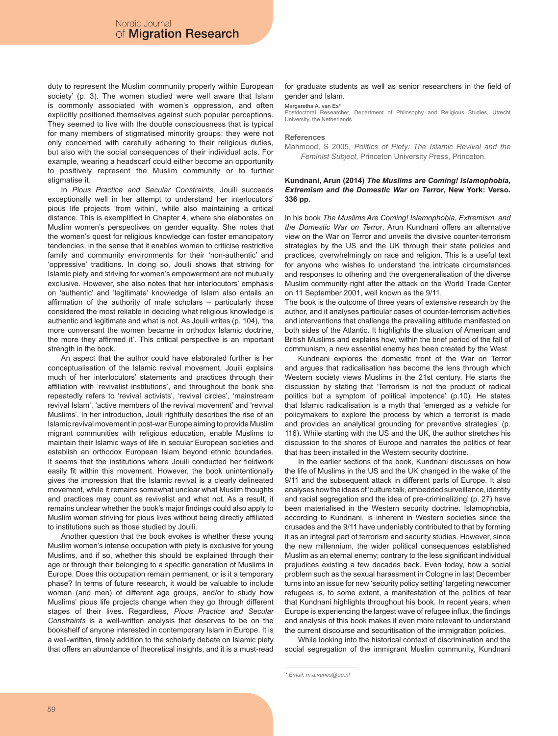duty to represent the Muslim community properly within European society' (p. 3). The women studied were well aware that Islam is commonly associated with women's oppression, and often explicitly positioned themselves against such popular perceptions. They seemed to live with the double consciousness that is typical for many members of stigmatised minority groups: they were not only concerned with carefully adhering to their religious duties, but also with the social consequences of their individual acts. For example, wearing a headscarf could either become an opportunity to positively represent the Muslim community or to further stigmatise it.

In *Pious Practice and Secular Constraints*, Jouili succeeds exceptionally well in her attempt to understand her interlocutors' pious life projects 'from within', while also maintaining a critical distance. This is exemplified in Chapter 4, where she elaborates on Muslim women's perspectives on gender equality. She notes that the women's quest for religious knowledge can foster emancipatory tendencies, in the sense that it enables women to criticise restrictive family and community environments for their 'non-authentic' and 'oppressive' traditions. In doing so, Jouili shows that striving for Islamic piety and striving for women's empowerment are not mutually exclusive. However, she also notes that her interlocutors' emphasis on 'authentic' and 'legitimate' knowledge of Islam also entails an affirmation of the authority of male scholars – particularly those considered the most reliable in deciding what religious knowledge is authentic and legitimate and what is not. As Jouili writes (p. 104), 'the more conversant the women became in orthodox Islamic doctrine, the more they affirmed it'. This critical perspective is an important strength in the book.

An aspect that the author could have elaborated further is her conceptualisation of the Islamic revival movement. Jouili explains much of her interlocutors' statements and practices through their affiliation with 'revivalist institutions', and throughout the book she repeatedly refers to 'revival activists', 'revival circles', 'mainstream revival Islam', 'active members of the revival movement' and 'revival Muslims'. In her introduction, Jouili rightfully describes the rise of an Islamic revival movement in post-war Europe aiming to provide Muslim migrant communities with religious education, enable Muslims to maintain their Islamic ways of life in secular European societies and establish an orthodox European Islam beyond ethnic boundaries. It seems that the institutions where Jouili conducted her fieldwork easily fit within this movement. However, the book unintentionally gives the impression that the Islamic revival is a clearly delineated movement, while it remains somewhat unclear what Muslim thoughts and practices may count as revivalist and what not. As a result, it remains unclear whether the book's major findings could also apply to Muslim women striving for pious lives without being directly affiliated to institutions such as those studied by Jouili.

Another question that the book evokes is whether these young Muslim women's intense occupation with piety is exclusive for young Muslims, and if so, whether this should be explained through their age or through their belonging to a specific generation of Muslims in Europe. Does this occupation remain permanent, or is it a temporary phase? In terms of future research, it would be valuable to include women (and men) of different age groups, and/or to study how Muslims' pious life projects change when they go through different stages of their lives. Regardless, *Pious Practice and Secular Constraints* is a well-written analysis that deserves to be on the bookshelf of anyone interested in contemporary Islam in Europe. It is a well-written, timely addition to the scholarly debate on Islamic piety that offers an abundance of theoretical insights, and it is a must-read for graduate students as well as senior researchers in the field of gender and Islam.

Margaretha A. van Es*
Postdoctoral Researcher, Department of Philosophy and Religious Studies, Utrecht University, the Netherlands

### References

Mahmood, S 2005, *Politics of Piety: The Islamic Revival and the Feminist Subject*, Princeton University Press, Princeton.

**Kundnani, Arun (2014)** ***The Muslims are Coming! Islamophobia, Extremism and the Domestic War on Terror*****, New York: Verso. 336 pp.**

In his book *The Muslims Are Coming! Islamophobia, Extremism, and the Domestic War on Terror*, Arun Kundnani offers an alternative view on the War on Terror and unveils the divisive counter-terrorism strategies by the US and the UK through their state policies and practices, overwhelmingly on race and religion. This is a useful text for anyone who wishes to understand the intricate circumstances and responses to othering and the overgeneralisation of the diverse Muslim community right after the attack on the World Trade Center on 11 September 2001, well known as the 9/11.

The book is the outcome of three years of extensive research by the author, and it analyses particular cases of counter-terrorism activities and interventions that challenge the prevailing attitude manifested on both sides of the Atlantic. It highlights the situation of American and British Muslims and explains how, within the brief period of the fall of communism, a new essential enemy has been created by the West.

Kundnani explores the domestic front of the War on Terror and argues that radicalisation has become the lens through which Western society views Muslims in the 21st century. He starts the discussion by stating that 'Terrorism is not the product of radical politics but a symptom of political impotence' (p.10). He states that Islamic radicalisation is a myth that 'emerged as a vehicle for policymakers to explore the process by which a terrorist is made and provides an analytical grounding for preventive strategies' (p. 116). While starting with the US and the UK, the author stretches his discussion to the shores of Europe and narrates the politics of fear that has been installed in the Western security doctrine.

In the earlier sections of the book, Kundnani discusses on how the life of Muslims in the US and the UK changed in the wake of the 9/11 and the subsequent attack in different parts of Europe. It also analyses how the ideas of 'culture talk, embedded surveillance, identity and racial segregation and the idea of pre-criminalizing' (p. 27) have been materialised in the Western security doctrine. Islamophobia, according to Kundnani, is inherent in Western societies since the crusades and the 9/11 have undeniably contributed to that by forming it as an integral part of terrorism and security studies. However, since the new millennium, the wider political consequences established Muslim as an eternal enemy; contrary to the less significant individual prejudices existing a few decades back. Even today, how a social problem such as the sexual harassment in Cologne in last December turns into an issue for new 'security policy setting' targeting newcomer refugees is, to some extent, a manifestation of the politics of fear that Kundnani highlights throughout his book. In recent years, when Europe is experiencing the largest wave of refugee influx, the findings and analysis of this book makes it even more relevant to understand the current discourse and securitisation of the immigration policies.

While looking into the historical context of discrimination and the social segregation of the immigrant Muslim community, Kundnani

* Email: m.a.vanes@uu.nl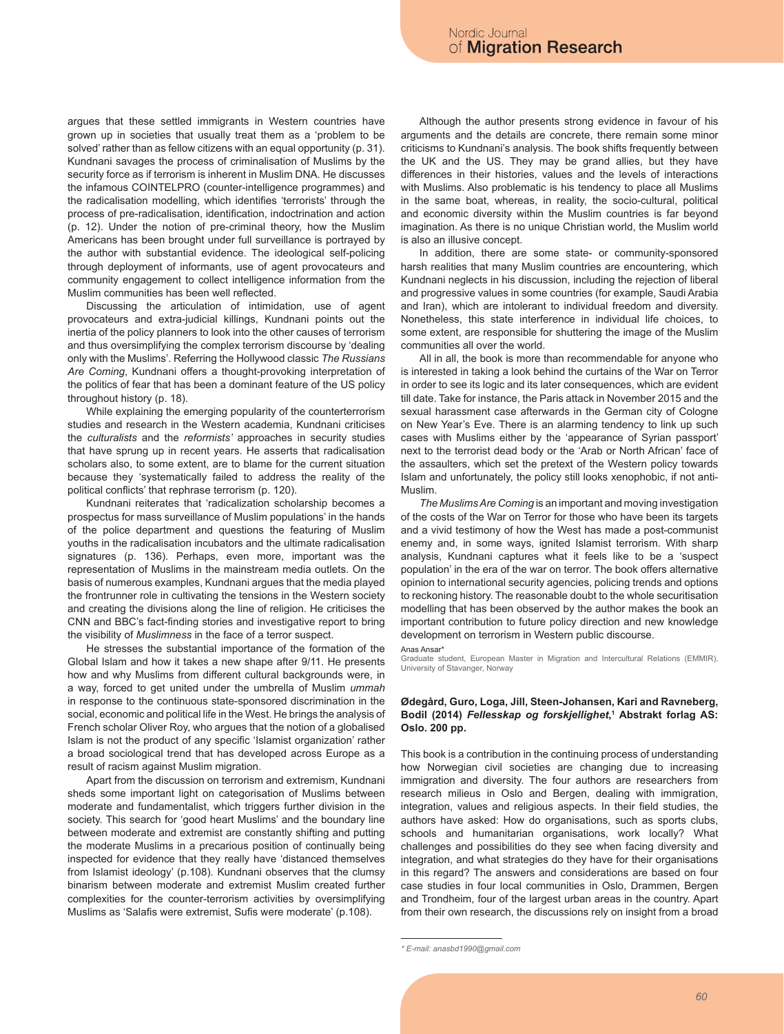argues that these settled immigrants in Western countries have grown up in societies that usually treat them as a 'problem to be solved' rather than as fellow citizens with an equal opportunity (p. 31). Kundnani savages the process of criminalisation of Muslims by the security force as if terrorism is inherent in Muslim DNA. He discusses the infamous COINTELPRO (counter-intelligence programmes) and the radicalisation modelling, which identifies 'terrorists' through the process of pre-radicalisation, identification, indoctrination and action (p. 12). Under the notion of pre-criminal theory, how the Muslim Americans has been brought under full surveillance is portrayed by the author with substantial evidence. The ideological self-policing through deployment of informants, use of agent provocateurs and community engagement to collect intelligence information from the Muslim communities has been well reflected.

Discussing the articulation of intimidation, use of agent provocateurs and extra-judicial killings, Kundnani points out the inertia of the policy planners to look into the other causes of terrorism and thus oversimplifying the complex terrorism discourse by 'dealing only with the Muslims'. Referring the Hollywood classic *The Russians Are Coming*, Kundnani offers a thought-provoking interpretation of the politics of fear that has been a dominant feature of the US policy throughout history (p. 18).

While explaining the emerging popularity of the counterterrorism studies and research in the Western academia, Kundnani criticises the *culturalists* and the *reformists'* approaches in security studies that have sprung up in recent years. He asserts that radicalisation scholars also, to some extent, are to blame for the current situation because they 'systematically failed to address the reality of the political conflicts' that rephrase terrorism (p. 120).

Kundnani reiterates that 'radicalization scholarship becomes a prospectus for mass surveillance of Muslim populations' in the hands of the police department and questions the featuring of Muslim youths in the radicalisation incubators and the ultimate radicalisation signatures (p. 136). Perhaps, even more, important was the representation of Muslims in the mainstream media outlets. On the basis of numerous examples, Kundnani argues that the media played the frontrunner role in cultivating the tensions in the Western society and creating the divisions along the line of religion. He criticises the CNN and BBC's fact-finding stories and investigative report to bring the visibility of *Muslimness* in the face of a terror suspect.

He stresses the substantial importance of the formation of the Global Islam and how it takes a new shape after 9/11. He presents how and why Muslims from different cultural backgrounds were, in a way, forced to get united under the umbrella of Muslim *ummah* in response to the continuous state-sponsored discrimination in the social, economic and political life in the West. He brings the analysis of French scholar Oliver Roy, who argues that the notion of a globalised Islam is not the product of any specific 'Islamist organization' rather a broad sociological trend that has developed across Europe as a result of racism against Muslim migration.

Apart from the discussion on terrorism and extremism, Kundnani sheds some important light on categorisation of Muslims between moderate and fundamentalist, which triggers further division in the society. This search for 'good heart Muslims' and the boundary line between moderate and extremist are constantly shifting and putting the moderate Muslims in a precarious position of continually being inspected for evidence that they really have 'distanced themselves from Islamist ideology' (p.108). Kundnani observes that the clumsy binarism between moderate and extremist Muslim created further complexities for the counter-terrorism activities by oversimplifying Muslims as 'Salafis were extremist, Sufis were moderate' (p.108).

Although the author presents strong evidence in favour of his arguments and the details are concrete, there remain some minor criticisms to Kundnani's analysis. The book shifts frequently between the UK and the US. They may be grand allies, but they have differences in their histories, values and the levels of interactions with Muslims. Also problematic is his tendency to place all Muslims in the same boat, whereas, in reality, the socio-cultural, political and economic diversity within the Muslim countries is far beyond imagination. As there is no unique Christian world, the Muslim world is also an illusive concept.

In addition, there are some state- or community-sponsored harsh realities that many Muslim countries are encountering, which Kundnani neglects in his discussion, including the rejection of liberal and progressive values in some countries (for example, Saudi Arabia and Iran), which are intolerant to individual freedom and diversity. Nonetheless, this state interference in individual life choices, to some extent, are responsible for shuttering the image of the Muslim communities all over the world.

All in all, the book is more than recommendable for anyone who is interested in taking a look behind the curtains of the War on Terror in order to see its logic and its later consequences, which are evident till date. Take for instance, the Paris attack in November 2015 and the sexual harassment case afterwards in the German city of Cologne on New Year's Eve. There is an alarming tendency to link up such cases with Muslims either by the 'appearance of Syrian passport' next to the terrorist dead body or the 'Arab or North African' face of the assaulters, which set the pretext of the Western policy towards Islam and unfortunately, the policy still looks xenophobic, if not anti-Muslim.

*The Muslims Are Coming* is an important and moving investigation of the costs of the War on Terror for those who have been its targets and a vivid testimony of how the West has made a post-communist enemy and, in some ways, ignited Islamist terrorism. With sharp analysis, Kundnani captures what it feels like to be a 'suspect population' in the era of the war on terror. The book offers alternative opinion to international security agencies, policing trends and options to reckoning history. The reasonable doubt to the whole securitisation modelling that has been observed by the author makes the book an important contribution to future policy direction and new knowledge development on terrorism in Western public discourse.

Anas Ansar*
Graduate student, European Master in Migration and Intercultural Relations (EMMIR), University of Stavanger, Norway

**Ødegård, Guro, Loga, Jill, Steen-Johansen, Kari and Ravneberg, Bodil (2014) *Fellesskap og forskjellighet*,[1] Abstrakt forlag AS: Oslo. 200 pp.**

This book is a contribution in the continuing process of understanding how Norwegian civil societies are changing due to increasing immigration and diversity. The four authors are researchers from research milieus in Oslo and Bergen, dealing with immigration, integration, values and religious aspects. In their field studies, the authors have asked: How do organisations, such as sports clubs, schools and humanitarian organisations, work locally? What challenges and possibilities do they see when facing diversity and integration, and what strategies do they have for their organisations in this regard? The answers and considerations are based on four case studies in four local communities in Oslo, Drammen, Bergen and Trondheim, four of the largest urban areas in the country. Apart from their own research, the discussions rely on insight from a broad

\* E-mail: anasbd1990@gmail.com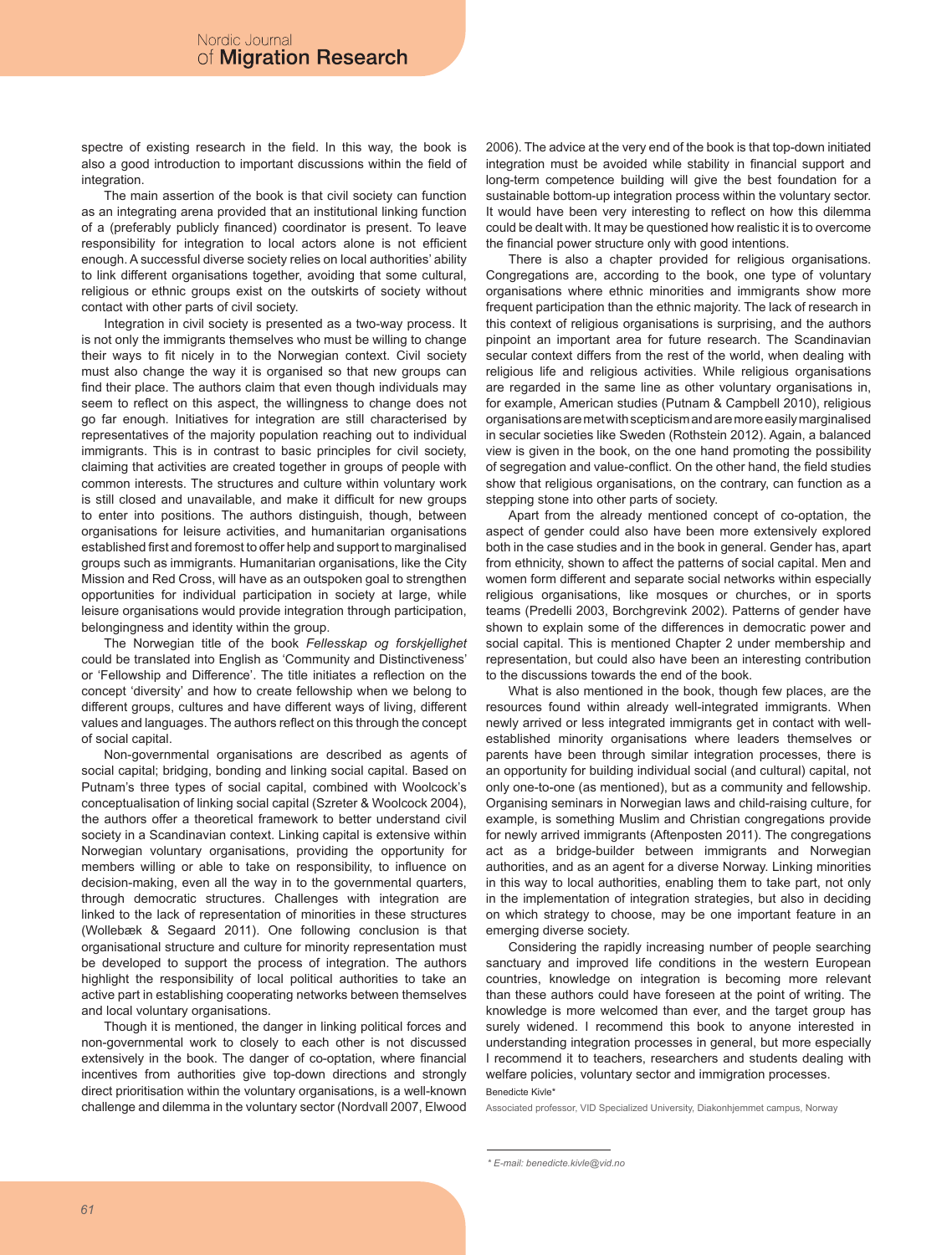spectre of existing research in the field. In this way, the book is also a good introduction to important discussions within the field of integration.

The main assertion of the book is that civil society can function as an integrating arena provided that an institutional linking function of a (preferably publicly financed) coordinator is present. To leave responsibility for integration to local actors alone is not efficient enough. A successful diverse society relies on local authorities' ability to link different organisations together, avoiding that some cultural, religious or ethnic groups exist on the outskirts of society without contact with other parts of civil society.

Integration in civil society is presented as a two-way process. It is not only the immigrants themselves who must be willing to change their ways to fit nicely in to the Norwegian context. Civil society must also change the way it is organised so that new groups can find their place. The authors claim that even though individuals may seem to reflect on this aspect, the willingness to change does not go far enough. Initiatives for integration are still characterised by representatives of the majority population reaching out to individual immigrants. This is in contrast to basic principles for civil society, claiming that activities are created together in groups of people with common interests. The structures and culture within voluntary work is still closed and unavailable, and make it difficult for new groups to enter into positions. The authors distinguish, though, between organisations for leisure activities, and humanitarian organisations established first and foremost to offer help and support to marginalised groups such as immigrants. Humanitarian organisations, like the City Mission and Red Cross, will have as an outspoken goal to strengthen opportunities for individual participation in society at large, while leisure organisations would provide integration through participation, belongingness and identity within the group.

The Norwegian title of the book *Fellesskap og forskjellighet* could be translated into English as 'Community and Distinctiveness' or 'Fellowship and Difference'. The title initiates a reflection on the concept 'diversity' and how to create fellowship when we belong to different groups, cultures and have different ways of living, different values and languages. The authors reflect on this through the concept of social capital.

Non-governmental organisations are described as agents of social capital; bridging, bonding and linking social capital. Based on Putnam's three types of social capital, combined with Woolcock's conceptualisation of linking social capital (Szreter & Woolcock 2004), the authors offer a theoretical framework to better understand civil society in a Scandinavian context. Linking capital is extensive within Norwegian voluntary organisations, providing the opportunity for members willing or able to take on responsibility, to influence on decision-making, even all the way in to the governmental quarters, through democratic structures. Challenges with integration are linked to the lack of representation of minorities in these structures (Wollebæk & Segaard 2011). One following conclusion is that organisational structure and culture for minority representation must be developed to support the process of integration. The authors highlight the responsibility of local political authorities to take an active part in establishing cooperating networks between themselves and local voluntary organisations.

Though it is mentioned, the danger in linking political forces and non-governmental work to closely to each other is not discussed extensively in the book. The danger of co-optation, where financial incentives from authorities give top-down directions and strongly direct prioritisation within the voluntary organisations, is a well-known challenge and dilemma in the voluntary sector (Nordvall 2007, Elwood 2006). The advice at the very end of the book is that top-down initiated integration must be avoided while stability in financial support and long-term competence building will give the best foundation for a sustainable bottom-up integration process within the voluntary sector. It would have been very interesting to reflect on how this dilemma could be dealt with. It may be questioned how realistic it is to overcome the financial power structure only with good intentions.

There is also a chapter provided for religious organisations. Congregations are, according to the book, one type of voluntary organisations where ethnic minorities and immigrants show more frequent participation than the ethnic majority. The lack of research in this context of religious organisations is surprising, and the authors pinpoint an important area for future research. The Scandinavian secular context differs from the rest of the world, when dealing with religious life and religious activities. While religious organisations are regarded in the same line as other voluntary organisations in, for example, American studies (Putnam & Campbell 2010), religious organisations are met with scepticism and are more easily marginalised in secular societies like Sweden (Rothstein 2012). Again, a balanced view is given in the book, on the one hand promoting the possibility of segregation and value-conflict. On the other hand, the field studies show that religious organisations, on the contrary, can function as a stepping stone into other parts of society.

Apart from the already mentioned concept of co-optation, the aspect of gender could also have been more extensively explored both in the case studies and in the book in general. Gender has, apart from ethnicity, shown to affect the patterns of social capital. Men and women form different and separate social networks within especially religious organisations, like mosques or churches, or in sports teams (Predelli 2003, Borchgrevink 2002). Patterns of gender have shown to explain some of the differences in democratic power and social capital. This is mentioned Chapter 2 under membership and representation, but could also have been an interesting contribution to the discussions towards the end of the book.

What is also mentioned in the book, though few places, are the resources found within already well-integrated immigrants. When newly arrived or less integrated immigrants get in contact with well-established minority organisations where leaders themselves or parents have been through similar integration processes, there is an opportunity for building individual social (and cultural) capital, not only one-to-one (as mentioned), but as a community and fellowship. Organising seminars in Norwegian laws and child-raising culture, for example, is something Muslim and Christian congregations provide for newly arrived immigrants (Aftenposten 2011). The congregations act as a bridge-builder between immigrants and Norwegian authorities, and as an agent for a diverse Norway. Linking minorities in this way to local authorities, enabling them to take part, not only in the implementation of integration strategies, but also in deciding on which strategy to choose, may be one important feature in an emerging diverse society.

Considering the rapidly increasing number of people searching sanctuary and improved life conditions in the western European countries, knowledge on integration is becoming more relevant than these authors could have foreseen at the point of writing. The knowledge is more welcomed than ever, and the target group has surely widened. I recommend this book to anyone interested in understanding integration processes in general, but more especially I recommend it to teachers, researchers and students dealing with welfare policies, voluntary sector and immigration processes.

Benedicte Kivle*

Associated professor, VID Specialized University, Diakonhjemmet campus, Norway

\* E-mail: benedicte.kivle@vid.no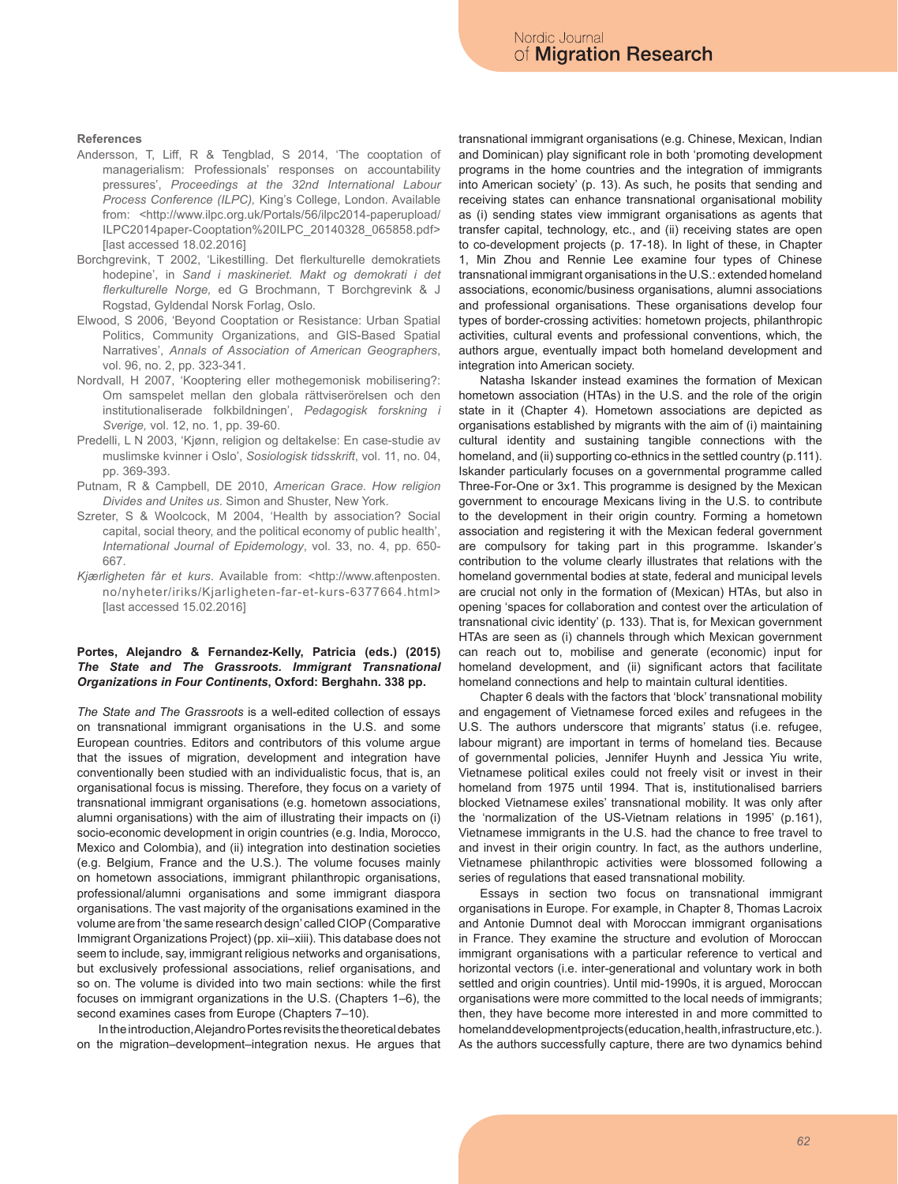## References

Andersson, T, Liff, R & Tengblad, S 2014, 'The cooptation of managerialism: Professionals' responses on accountability pressures', *Proceedings at the 32nd International Labour Process Conference (ILPC)*, King's College, London. Available from: <http://www.ilpc.org.uk/Portals/56/ilpc2014-paperupload/ILPC2014paper-Cooptation%20ILPC_20140328_065858.pdf> [last accessed 18.02.2016]

Borchgrevink, T 2002, 'Likestilling. Det flerkulturelle demokratiets hodepine', in *Sand i maskineriet. Makt og demokrati i det flerkulturelle Norge,* ed G Brochmann, T Borchgrevink & J Rogstad, Gyldendal Norsk Forlag, Oslo.

Elwood, S 2006, 'Beyond Cooptation or Resistance: Urban Spatial Politics, Community Organizations, and GIS-Based Spatial Narratives', *Annals of Association of American Geographers*, vol. 96, no. 2, pp. 323-341.

Nordvall, H 2007, 'Kooptering eller mothegemonisk mobilisering?: Om samspelet mellan den globala rättviserörelsen och den institutionaliserade folkbildningen', *Pedagogisk forskning i Sverige,* vol. 12, no. 1, pp. 39-60.

Predelli, L N 2003, 'Kjønn, religion og deltakelse: En case-studie av muslimske kvinner i Oslo', *Sosiologisk tidsskrift*, vol. 11, no. 04, pp. 369-393.

Putnam, R & Campbell, DE 2010, *American Grace. How religion Divides and Unites us.* Simon and Shuster, New York.

Szreter, S & Woolcock, M 2004, 'Health by association? Social capital, social theory, and the political economy of public health', *International Journal of Epidemology*, vol. 33, no. 4, pp. 650-667.

*Kjærligheten får et kurs*. Available from: <http://www.aftenposten.no/nyheter/iriks/Kjarligheten-far-et-kurs-6377664.html> [last accessed 15.02.2016]

**Portes, Alejandro & Fernandez-Kelly, Patricia (eds.) (2015) *The State and The Grassroots. Immigrant Transnational Organizations in Four Continents*, Oxford: Berghahn. 338 pp.**

*The State and The Grassroots* is a well-edited collection of essays on transnational immigrant organisations in the U.S. and some European countries. Editors and contributors of this volume argue that the issues of migration, development and integration have conventionally been studied with an individualistic focus, that is, an organisational focus is missing. Therefore, they focus on a variety of transnational immigrant organisations (e.g. hometown associations, alumni organisations) with the aim of illustrating their impacts on (i) socio-economic development in origin countries (e.g. India, Morocco, Mexico and Colombia), and (ii) integration into destination societies (e.g. Belgium, France and the U.S.). The volume focuses mainly on hometown associations, immigrant philanthropic organisations, professional/alumni organisations and some immigrant diaspora organisations. The vast majority of the organisations examined in the volume are from 'the same research design' called CIOP (Comparative Immigrant Organizations Project) (pp. xii–xiii). This database does not seem to include, say, immigrant religious networks and organisations, but exclusively professional associations, relief organisations, and so on. The volume is divided into two main sections: while the first focuses on immigrant organizations in the U.S. (Chapters 1–6), the second examines cases from Europe (Chapters 7–10).

In the introduction, Alejandro Portes revisits the theoretical debates on the migration–development–integration nexus. He argues that transnational immigrant organisations (e.g. Chinese, Mexican, Indian and Dominican) play significant role in both 'promoting development programs in the home countries and the integration of immigrants into American society' (p. 13). As such, he posits that sending and receiving states can enhance transnational organisational mobility as (i) sending states view immigrant organisations as agents that transfer capital, technology, etc., and (ii) receiving states are open to co-development projects (p. 17-18). In light of these, in Chapter 1, Min Zhou and Rennie Lee examine four types of Chinese transnational immigrant organisations in the U.S.: extended homeland associations, economic/business organisations, alumni associations and professional organisations. These organisations develop four types of border-crossing activities: hometown projects, philanthropic activities, cultural events and professional conventions, which, the authors argue, eventually impact both homeland development and integration into American society.

Natasha Iskander instead examines the formation of Mexican hometown association (HTAs) in the U.S. and the role of the origin state in it (Chapter 4). Hometown associations are depicted as organisations established by migrants with the aim of (i) maintaining cultural identity and sustaining tangible connections with the homeland, and (ii) supporting co-ethnics in the settled country (p.111). Iskander particularly focuses on a governmental programme called Three-For-One or 3x1. This programme is designed by the Mexican government to encourage Mexicans living in the U.S. to contribute to the development in their origin country. Forming a hometown association and registering it with the Mexican federal government are compulsory for taking part in this programme. Iskander's contribution to the volume clearly illustrates that relations with the homeland governmental bodies at state, federal and municipal levels are crucial not only in the formation of (Mexican) HTAs, but also in opening 'spaces for collaboration and contest over the articulation of transnational civic identity' (p. 133). That is, for Mexican government HTAs are seen as (i) channels through which Mexican government can reach out to, mobilise and generate (economic) input for homeland development, and (ii) significant actors that facilitate homeland connections and help to maintain cultural identities.

Chapter 6 deals with the factors that 'block' transnational mobility and engagement of Vietnamese forced exiles and refugees in the U.S. The authors underscore that migrants' status (i.e. refugee, labour migrant) are important in terms of homeland ties. Because of governmental policies, Jennifer Huynh and Jessica Yiu write, Vietnamese political exiles could not freely visit or invest in their homeland from 1975 until 1994. That is, institutionalised barriers blocked Vietnamese exiles' transnational mobility. It was only after the 'normalization of the US-Vietnam relations in 1995' (p.161), Vietnamese immigrants in the U.S. had the chance to free travel to and invest in their origin country. In fact, as the authors underline, Vietnamese philanthropic activities were blossomed following a series of regulations that eased transnational mobility.

Essays in section two focus on transnational immigrant organisations in Europe. For example, in Chapter 8, Thomas Lacroix and Antonie Dumnot deal with Moroccan immigrant organisations in France. They examine the structure and evolution of Moroccan immigrant organisations with a particular reference to vertical and horizontal vectors (i.e. inter-generational and voluntary work in both settled and origin countries). Until mid-1990s, it is argued, Moroccan organisations were more committed to the local needs of immigrants; then, they have become more interested in and more committed to homeland development projects (education, health, infrastructure, etc.). As the authors successfully capture, there are two dynamics behind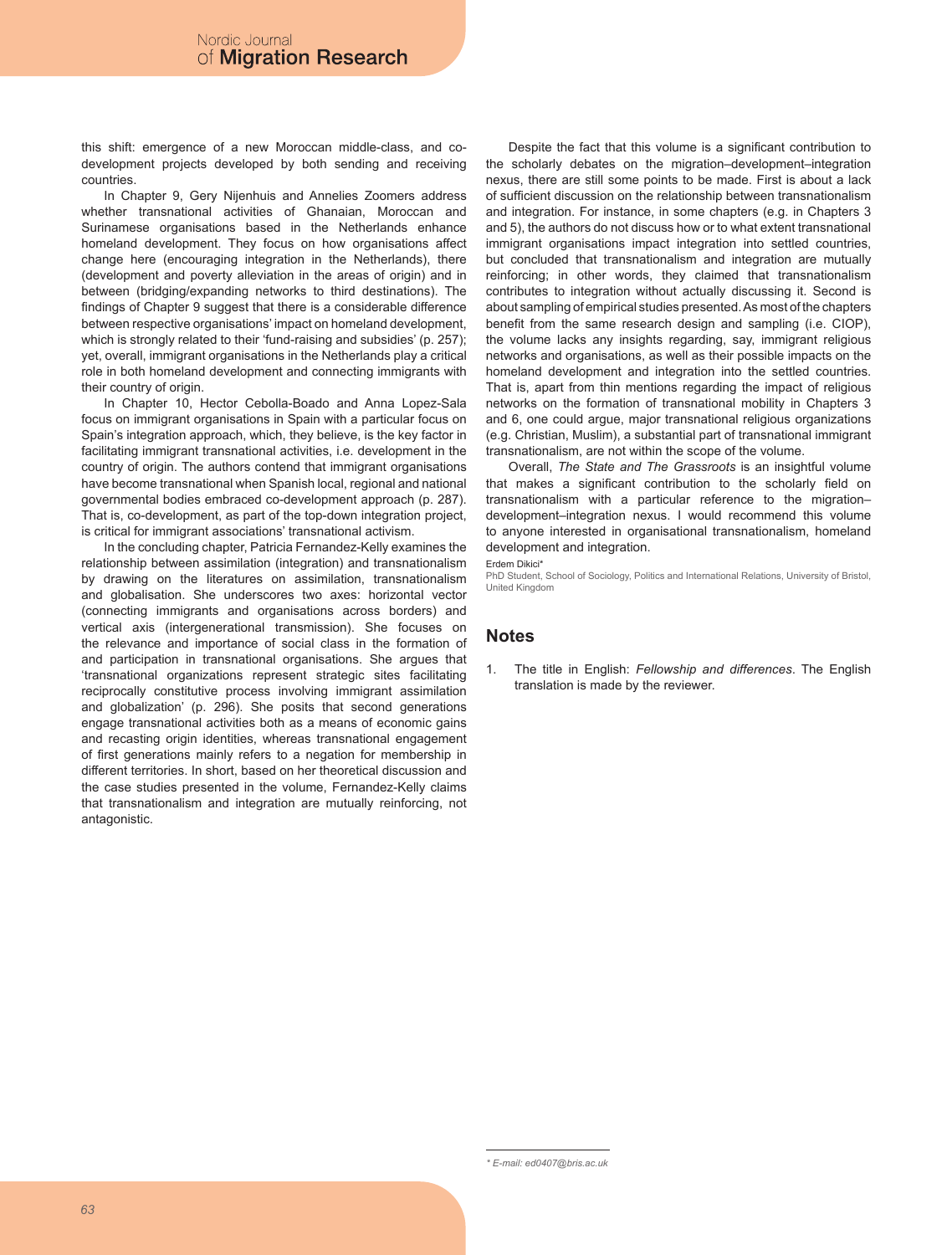this shift: emergence of a new Moroccan middle-class, and co-development projects developed by both sending and receiving countries.

In Chapter 9, Gery Nijenhuis and Annelies Zoomers address whether transnational activities of Ghanaian, Moroccan and Surinamese organisations based in the Netherlands enhance homeland development. They focus on how organisations affect change here (encouraging integration in the Netherlands), there (development and poverty alleviation in the areas of origin) and in between (bridging/expanding networks to third destinations). The findings of Chapter 9 suggest that there is a considerable difference between respective organisations' impact on homeland development, which is strongly related to their 'fund-raising and subsidies' (p. 257); yet, overall, immigrant organisations in the Netherlands play a critical role in both homeland development and connecting immigrants with their country of origin.

In Chapter 10, Hector Cebolla-Boado and Anna Lopez-Sala focus on immigrant organisations in Spain with a particular focus on Spain's integration approach, which, they believe, is the key factor in facilitating immigrant transnational activities, i.e. development in the country of origin. The authors contend that immigrant organisations have become transnational when Spanish local, regional and national governmental bodies embraced co-development approach (p. 287). That is, co-development, as part of the top-down integration project, is critical for immigrant associations' transnational activism.

In the concluding chapter, Patricia Fernandez-Kelly examines the relationship between assimilation (integration) and transnationalism by drawing on the literatures on assimilation, transnationalism and globalisation. She underscores two axes: horizontal vector (connecting immigrants and organisations across borders) and vertical axis (intergenerational transmission). She focuses on the relevance and importance of social class in the formation of and participation in transnational organisations. She argues that 'transnational organizations represent strategic sites facilitating reciprocally constitutive process involving immigrant assimilation and globalization' (p. 296). She posits that second generations engage transnational activities both as a means of economic gains and recasting origin identities, whereas transnational engagement of first generations mainly refers to a negation for membership in different territories. In short, based on her theoretical discussion and the case studies presented in the volume, Fernandez-Kelly claims that transnationalism and integration are mutually reinforcing, not antagonistic.

Despite the fact that this volume is a significant contribution to the scholarly debates on the migration–development–integration nexus, there are still some points to be made. First is about a lack of sufficient discussion on the relationship between transnationalism and integration. For instance, in some chapters (e.g. in Chapters 3 and 5), the authors do not discuss how or to what extent transnational immigrant organisations impact integration into settled countries, but concluded that transnationalism and integration are mutually reinforcing; in other words, they claimed that transnationalism contributes to integration without actually discussing it. Second is about sampling of empirical studies presented. As most of the chapters benefit from the same research design and sampling (i.e. CIOP), the volume lacks any insights regarding, say, immigrant religious networks and organisations, as well as their possible impacts on the homeland development and integration into the settled countries. That is, apart from thin mentions regarding the impact of religious networks on the formation of transnational mobility in Chapters 3 and 6, one could argue, major transnational religious organizations (e.g. Christian, Muslim), a substantial part of transnational immigrant transnationalism, are not within the scope of the volume.

Overall, *The State and The Grassroots* is an insightful volume that makes a significant contribution to the scholarly field on transnationalism with a particular reference to the migration–development–integration nexus. I would recommend this volume to anyone interested in organisational transnationalism, homeland development and integration.

Erdem Dikici*

PhD Student, School of Sociology, Politics and International Relations, University of Bristol, United Kingdom

## Notes

1. The title in English: *Fellowship and differences*. The English translation is made by the reviewer.

\* E-mail: ed0407@bris.ac.uk